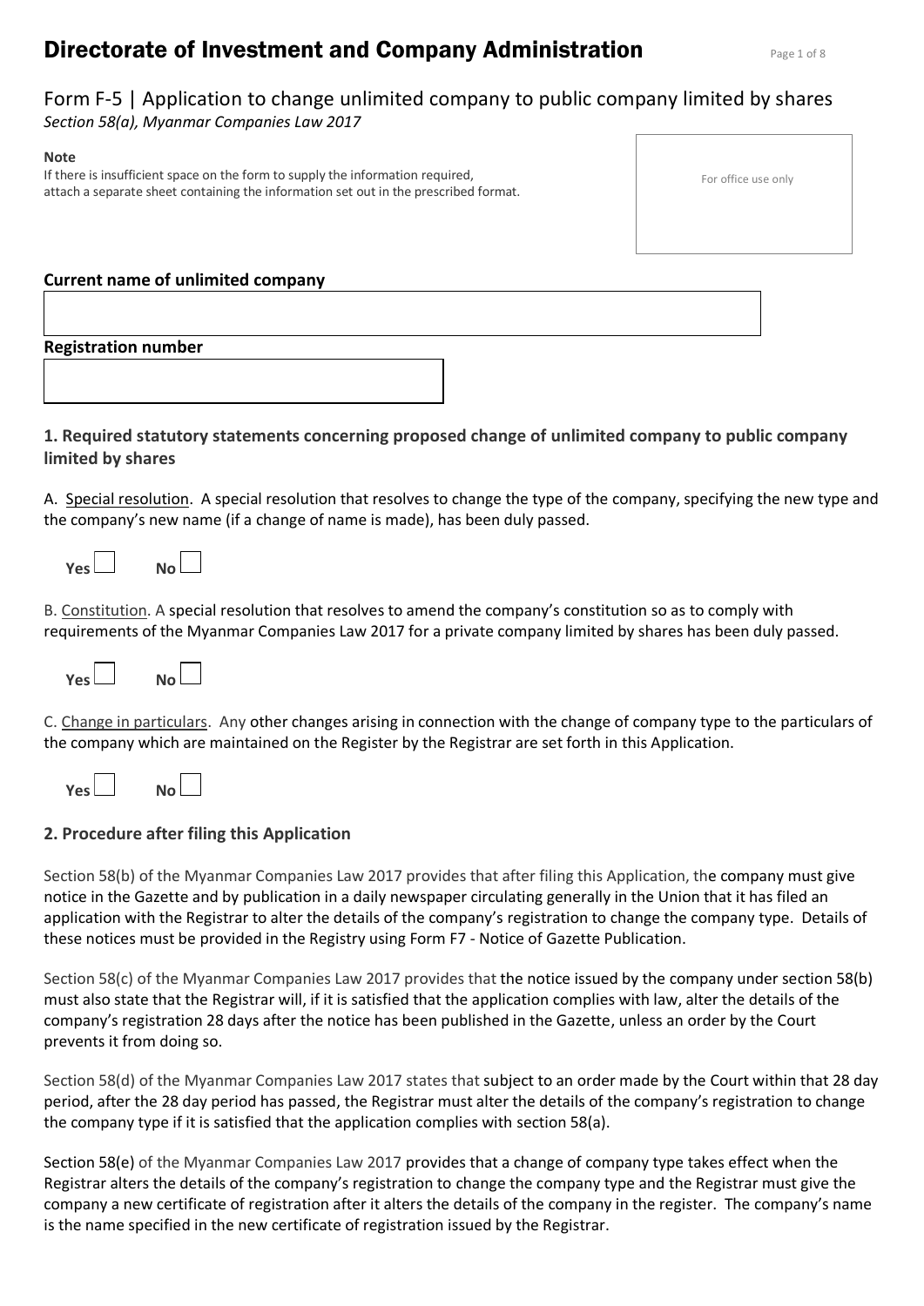# Directorate of Investment and Company Administration

## Form F-5 | Application to change unlimited company to public company limited by shares

*Section 58(a), Myanmar Companies Law 2017*

**Note**

If there is insufficient space on the form to supply the information required, attach a separate sheet containing the information set out in the prescribed format.

For office use only

**Current name of unlimited company**

**Registration number**

### 1. Required statutory statements concerning proposed change of unlimited company to public company limited by shares

A. Special resolution. A special resolution that resolves to change the type of the company, specifying the new type and the company's new name (if a change of name is made), has been duly passed.

**Yes** ☐ **No** ☐

B. Constitution. A special resolution that resolves to amend the company's constitution so as to comply with requirements of the Myanmar Companies Law 2017 for a private company limited by shares has been duly passed.

**Yes** ☐ **No** ☐

C. Change in particulars. Any other changes arising in connection with the change of company type to the particulars of the company which are maintained on the Register by the Registrar are set forth in this Application.

**Yes** ☐ **No** ☐

### 2. Procedure after filing this Application

Section 58(b) of the Myanmar Companies Law 2017 provides that after filing this Application, the company must give notice in the Gazette and by publication in a daily newspaper circulating generally in the Union that it has filed an application with the Registrar to alter the details of the company's registration to change the company type. Details of these notices must be provided in the Registry using Form F7 - Notice of Gazette Publication.

Section 58(c) of the Myanmar Companies Law 2017 provides that the notice issued by the company under section 58(b) must also state that the Registrar will, if it is satisfied that the application complies with law, alter the details of the company's registration 28 days after the notice has been published in the Gazette, unless an order by the Court prevents it from doing so.

Section 58(d) of the Myanmar Companies Law 2017 states that subject to an order made by the Court within that 28 day period, after the 28 day period has passed, the Registrar must alter the details of the company's registration to change the company type if it is satisfied that the application complies with section 58(a).

Section 58(e) of the Myanmar Companies Law 2017 provides that a change of company type takes effect when the Registrar alters the details of the company's registration to change the company type and the Registrar must give the company a new certificate of registration after it alters the details of the company in the register. The company's name is the name specified in the new certificate of registration issued by the Registrar.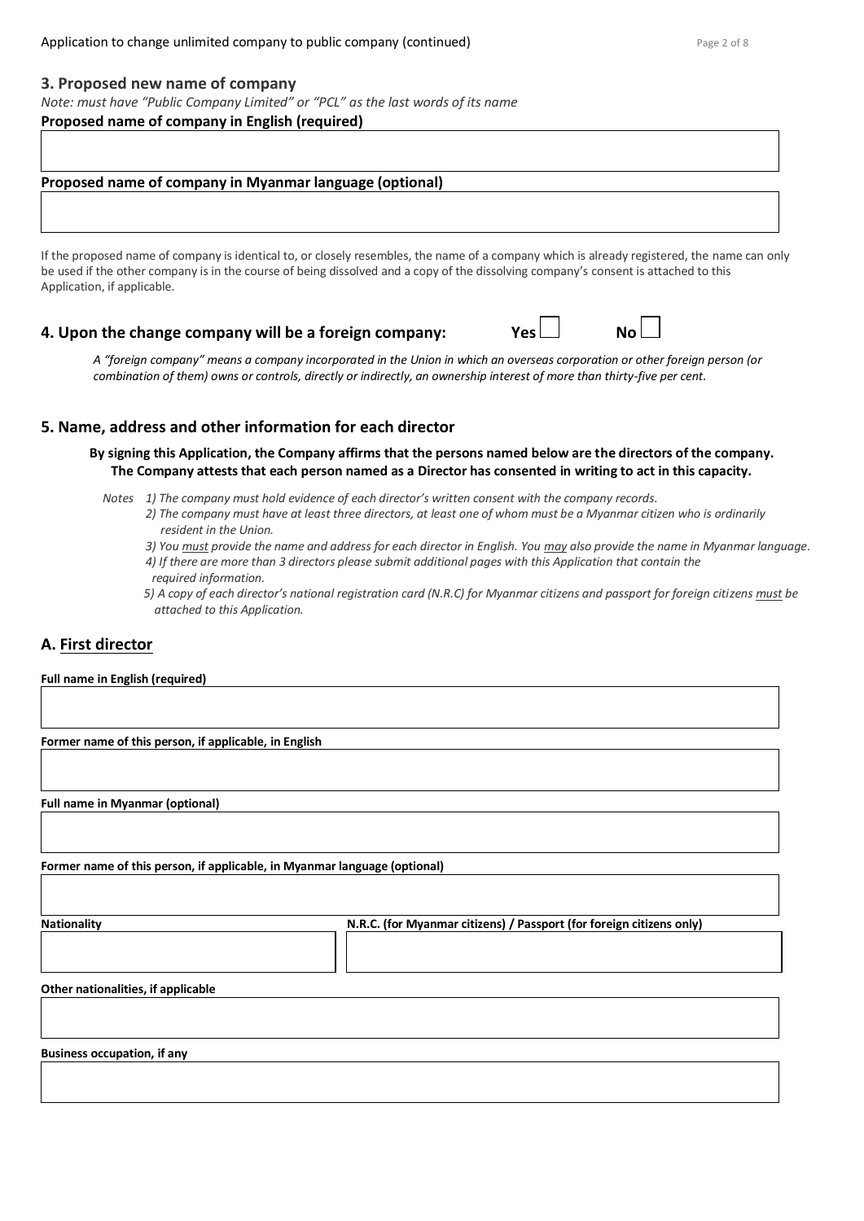## 3. Proposed new name of company

*Note: must have "Public Company Limited" or "PCL" as the last words of its name*

**Proposed name of company in English (required)**

**Proposed name of company in Myanmar language (optional)**

If the proposed name of company is identical to, or closely resembles, the name of a company which is already registered, the name can only be used if the other company is in the course of being dissolved and a copy of the dissolving company's consent is attached to this Application, if applicable.

## 4. Upon the change company will be a foreign company: Yes ☐ No ☐

*A "foreign company" means a company incorporated in the Union in which an overseas corporation or other foreign person (or combination of them) owns or controls, directly or indirectly, an ownership interest of more than thirty-five per cent.*

## 5. Name, address and other information for each director

**By signing this Application, the Company affirms that the persons named below are the directors of the company. The Company attests that each person named as a Director has consented in writing to act in this capacity.**

*Notes*

1. *The company must hold evidence of each director's written consent with the company records.*
2. *The company must have at least three directors, at least one of whom must be a Myanmar citizen who is ordinarily resident in the Union.*
3. *You must provide the name and address for each director in English. You may also provide the name in Myanmar language.*
4. *If there are more than 3 directors please submit additional pages with this Application that contain the required information.*
5. *A copy of each director's national registration card (N.R.C) for Myanmar citizens and passport for foreign citizens must be attached to this Application.*

## A. First director

**Full name in English (required)**

**Former name of this person, if applicable, in English**

**Full name in Myanmar (optional)**

**Former name of this person, if applicable, in Myanmar language (optional)**

| **Nationality** | **N.R.C. (for Myanmar citizens) / Passport (for foreign citizens only)** |
| --- | --- |
| | |

**Other nationalities, if applicable**

**Business occupation, if any**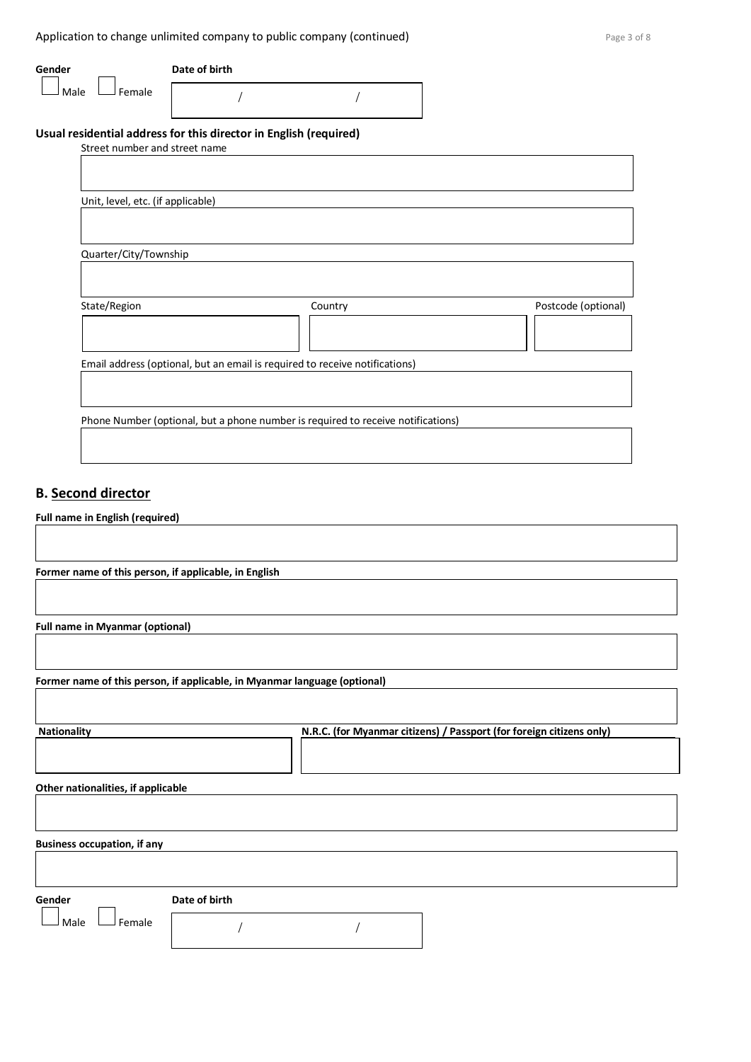**Gender**

☐ Male ☐ Female

**Date of birth**

/ /

**Usual residential address for this director in English (required)**

Street number and street name

Unit, level, etc. (if applicable)

Quarter/City/Township

State/Region

Country

Postcode (optional)

Email address (optional, but an email is required to receive notifications)

Phone Number (optional, but a phone number is required to receive notifications)

## B. Second director

**Full name in English (required)**

**Former name of this person, if applicable, in English**

**Full name in Myanmar (optional)**

**Former name of this person, if applicable, in Myanmar language (optional)**

**Nationality**

**N.R.C. (for Myanmar citizens) / Passport (for foreign citizens only)**

**Other nationalities, if applicable**

**Business occupation, if any**

**Gender**

☐ Male ☐ Female

**Date of birth**

/ /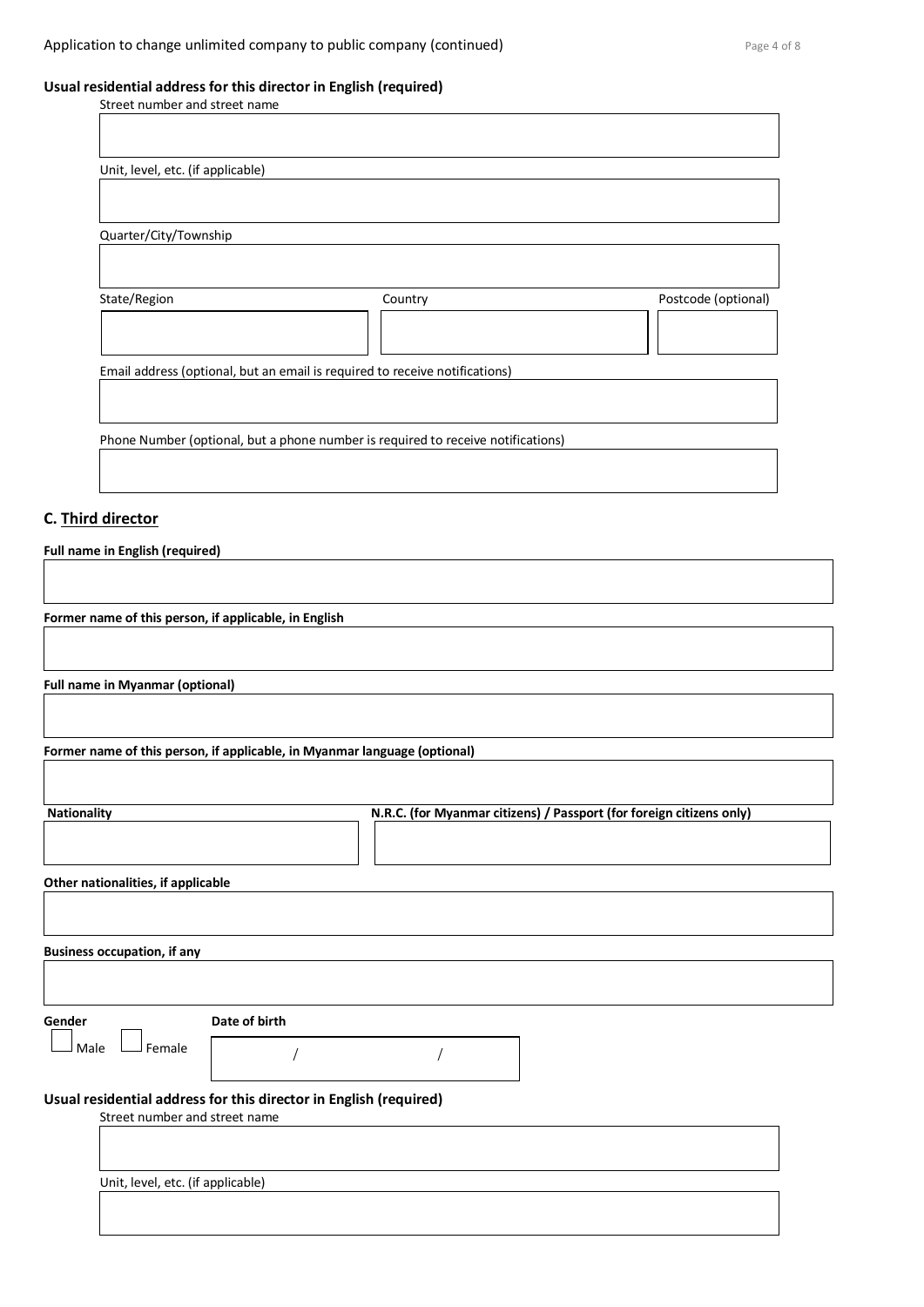**Usual residential address for this director in English (required)**

Street number and street name

Unit, level, etc. (if applicable)

Quarter/City/Township

State/Region | Country | Postcode (optional)

Email address (optional, but an email is required to receive notifications)

Phone Number (optional, but a phone number is required to receive notifications)

## C. Third director

**Full name in English (required)**

**Former name of this person, if applicable, in English**

**Full name in Myanmar (optional)**

**Former name of this person, if applicable, in Myanmar language (optional)**

**Nationality**

**N.R.C. (for Myanmar citizens) / Passport (for foreign citizens only)**

**Other nationalities, if applicable**

**Business occupation, if any**

**Gender**

☐ Male ☐ Female

**Date of birth**

/ /

**Usual residential address for this director in English (required)**

Street number and street name

Unit, level, etc. (if applicable)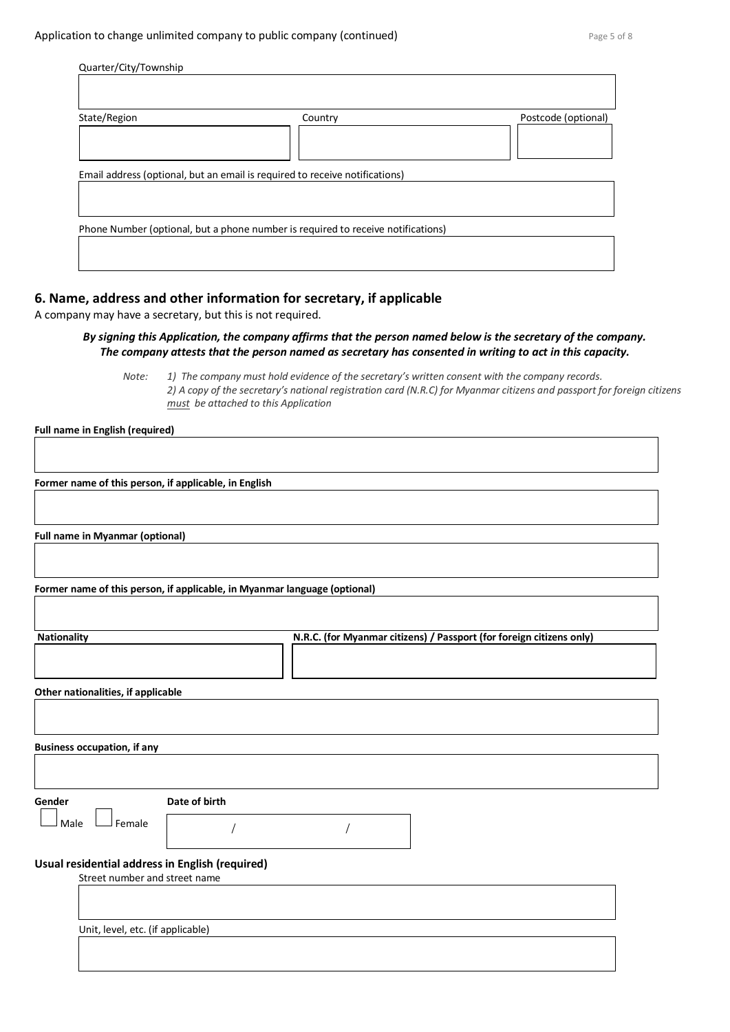Quarter/City/Township

State/Region

Country

Postcode (optional)

Email address (optional, but an email is required to receive notifications)

Phone Number (optional, but a phone number is required to receive notifications)

## 6. Name, address and other information for secretary, if applicable

A company may have a secretary, but this is not required.

***By signing this Application, the company affirms that the person named below is the secretary of the company. The company attests that the person named as secretary has consented in writing to act in this capacity.***

*Note: 1) The company must hold evidence of the secretary's written consent with the company records.*
*2) A copy of the secretary's national registration card (N.R.C) for Myanmar citizens and passport for foreign citizens must be attached to this Application*

**Full name in English (required)**

**Former name of this person, if applicable, in English**

**Full name in Myanmar (optional)**

**Former name of this person, if applicable, in Myanmar language (optional)**

**Nationality**

**N.R.C. (for Myanmar citizens) / Passport (for foreign citizens only)**

**Other nationalities, if applicable**

**Business occupation, if any**

**Gender**

☐ Male ☐ Female

**Date of birth**

/ /

**Usual residential address in English (required)**

Street number and street name

Unit, level, etc. (if applicable)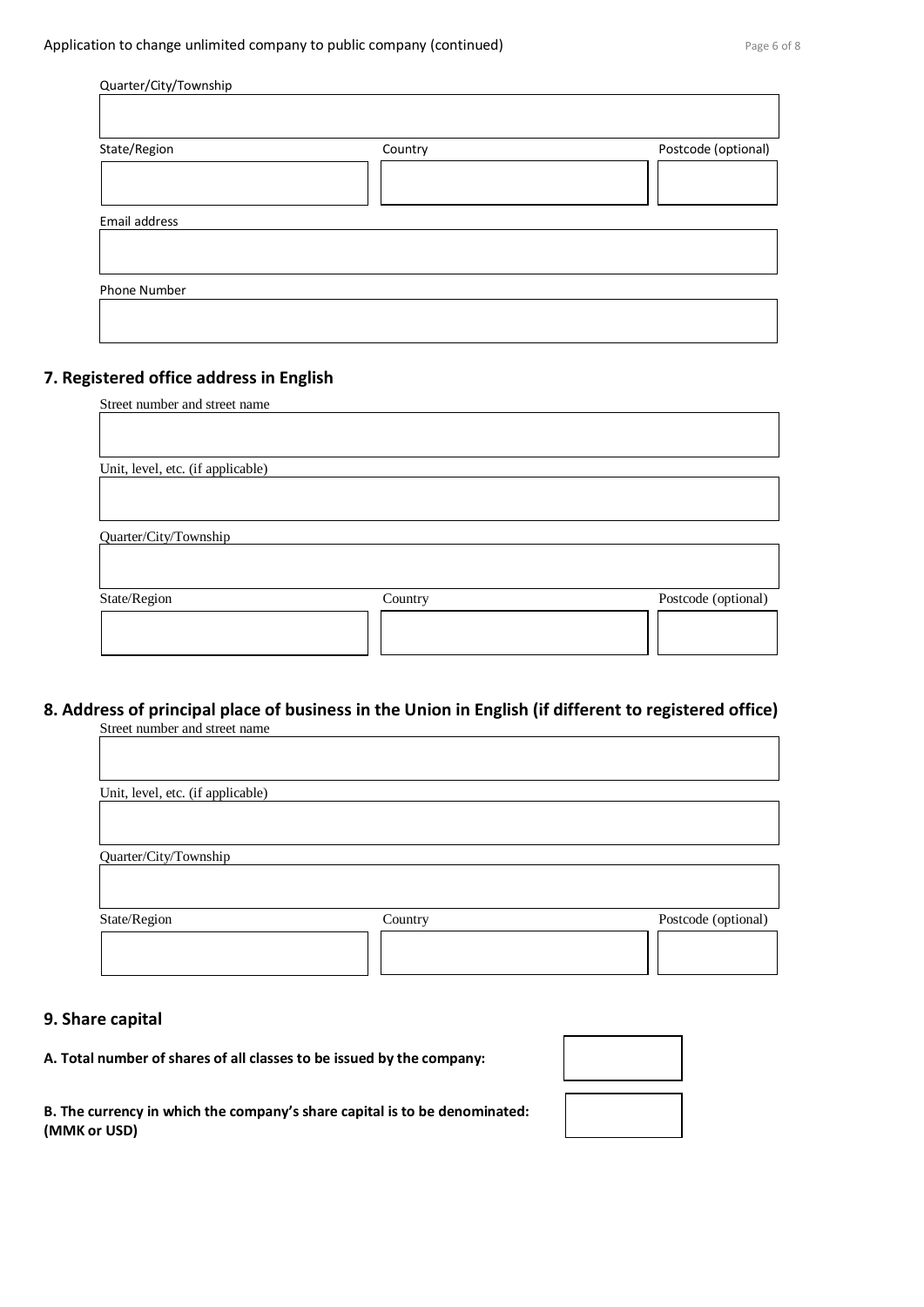Quarter/City/Township

State/Region | Country | Postcode (optional)

Email address

Phone Number

## 7. Registered office address in English

Street number and street name

Unit, level, etc. (if applicable)

Quarter/City/Township

State/Region | Country | Postcode (optional)

## 8. Address of principal place of business in the Union in English (if different to registered office)

Street number and street name

Unit, level, etc. (if applicable)

Quarter/City/Township

State/Region | Country | Postcode (optional)

## 9. Share capital

**A. Total number of shares of all classes to be issued by the company:**

**B. The currency in which the company's share capital is to be denominated: (MMK or USD)**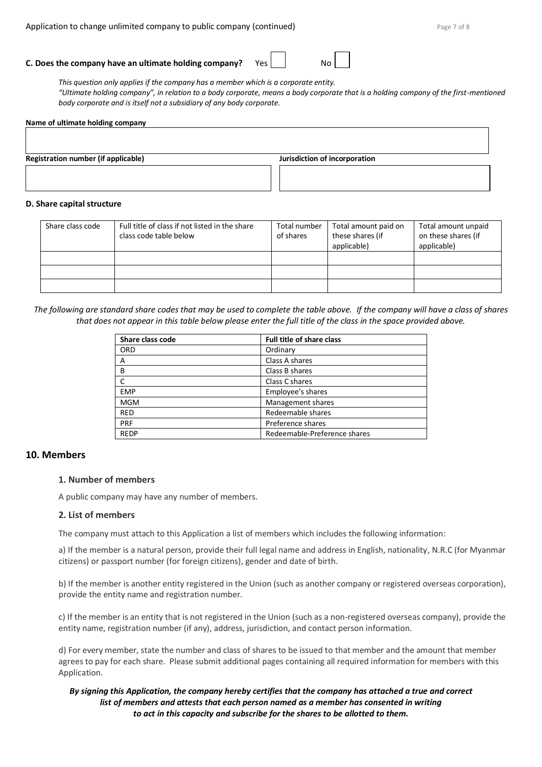**C. Does the company have an ultimate holding company?** Yes ☐ No ☐

*This question only applies if the company has a member which is a corporate entity.*
*"Ultimate holding company", in relation to a body corporate, means a body corporate that is a holding company of the first-mentioned body corporate and is itself not a subsidiary of any body corporate.*

**Name of ultimate holding company**

| |
|---|
| |

| **Registration number (if applicable)** | **Jurisdiction of incorporation** |
|---|---|
| | |

**D. Share capital structure**

| Share class code | Full title of class if not listed in the share class code table below | Total number of shares | Total amount paid on these shares (if applicable) | Total amount unpaid on these shares (if applicable) |
|---|---|---|---|---|
| | | | | |
| | | | | |
| | | | | |

*The following are standard share codes that may be used to complete the table above. If the company will have a class of shares that does not appear in this table below please enter the full title of the class in the space provided above.*

| Share class code | Full title of share class |
|---|---|
| ORD | Ordinary |
| A | Class A shares |
| B | Class B shares |
| C | Class C shares |
| EMP | Employee's shares |
| MGM | Management shares |
| RED | Redeemable shares |
| PRF | Preference shares |
| REDP | Redeemable-Preference shares |

## 10. Members

### 1. Number of members

A public company may have any number of members.

### 2. List of members

The company must attach to this Application a list of members which includes the following information:

a) If the member is a natural person, provide their full legal name and address in English, nationality, N.R.C (for Myanmar citizens) or passport number (for foreign citizens), gender and date of birth.

b) If the member is another entity registered in the Union (such as another company or registered overseas corporation), provide the entity name and registration number.

c) If the member is an entity that is not registered in the Union (such as a non-registered overseas company), provide the entity name, registration number (if any), address, jurisdiction, and contact person information.

d) For every member, state the number and class of shares to be issued to that member and the amount that member agrees to pay for each share. Please submit additional pages containing all required information for members with this Application.

***By signing this Application, the company hereby certifies that the company has attached a true and correct list of members and attests that each person named as a member has consented in writing to act in this capacity and subscribe for the shares to be allotted to them.***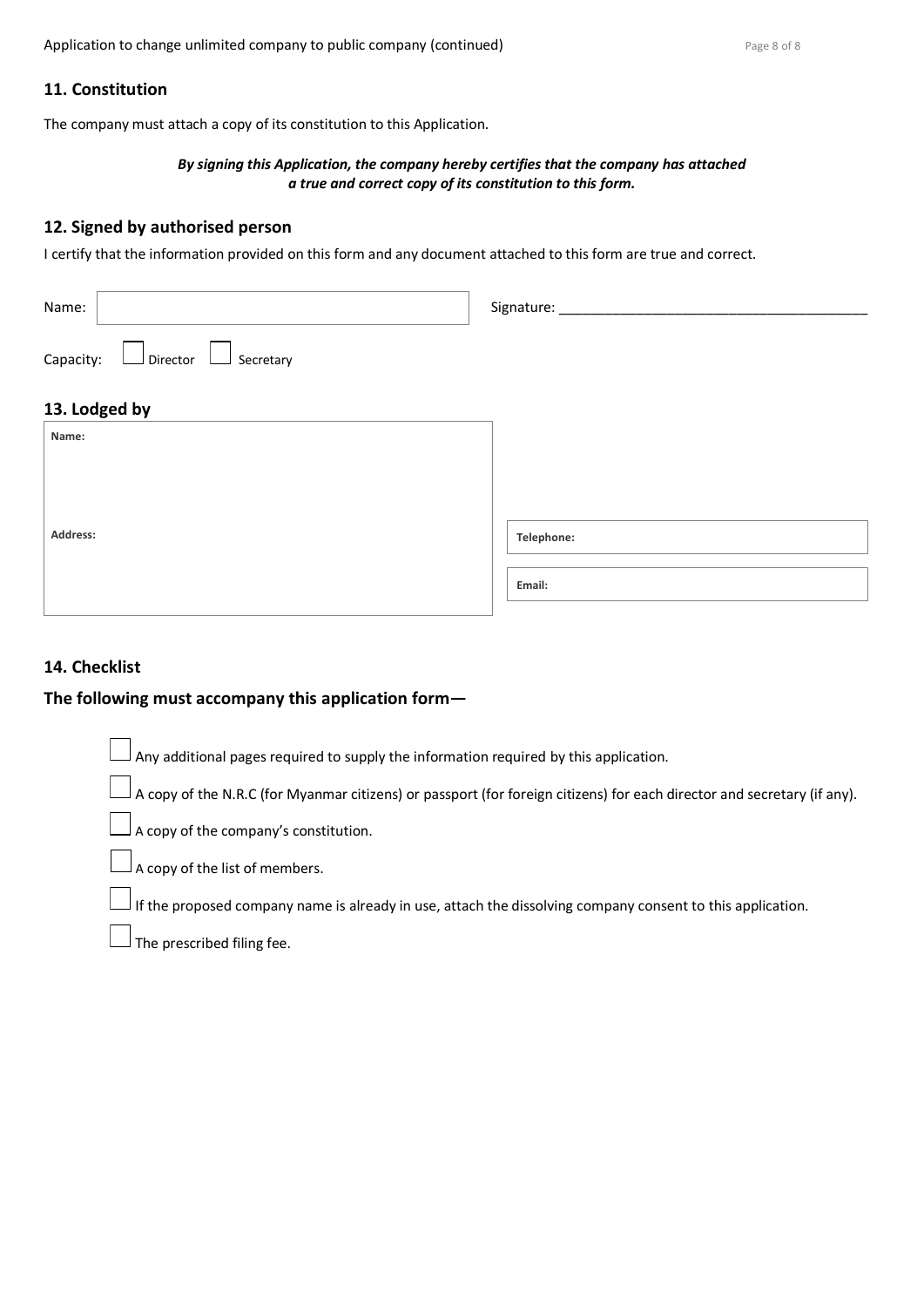## 11. Constitution

The company must attach a copy of its constitution to this Application.

***By signing this Application, the company hereby certifies that the company has attached a true and correct copy of its constitution to this form.***

## 12. Signed by authorised person

I certify that the information provided on this form and any document attached to this form are true and correct.

Name: ______________________ Signature: ______________________

Capacity: ☐ Director ☐ Secretary

## 13. Lodged by

**Name:**

**Address:**

**Telephone:**

**Email:**

## 14. Checklist

## The following must accompany this application form—

- ☐ Any additional pages required to supply the information required by this application.
- ☐ A copy of the N.R.C (for Myanmar citizens) or passport (for foreign citizens) for each director and secretary (if any).
- ☐ A copy of the company's constitution.
- ☐ A copy of the list of members.
- ☐ If the proposed company name is already in use, attach the dissolving company consent to this application.
- ☐ The prescribed filing fee.